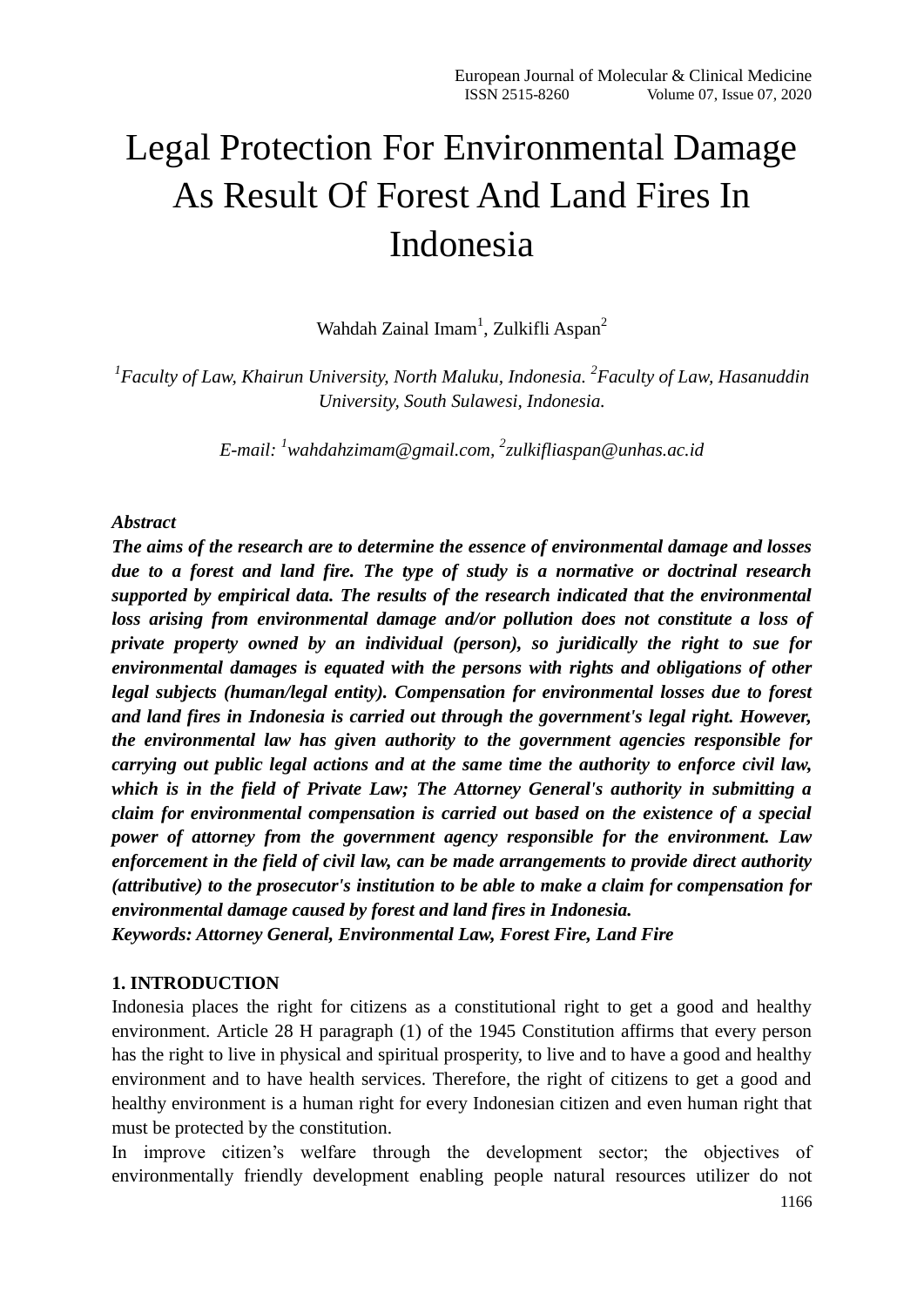# Legal Protection For Environmental Damage As Result Of Forest And Land Fires In Indonesia

Wahdah Zainal Imam[1], Zulkifli Aspan[2]

*[1]Faculty of Law, Khairun University, North Maluku, Indonesia. [2]Faculty of Law, Hasanuddin University, South Sulawesi, Indonesia.*

*E-mail: [1]wahdahzimam@gmail.com, [2]zulkifliaspan@unhas.ac.id*

***Abstract***

***The aims of the research are to determine the essence of environmental damage and losses due to a forest and land fire. The type of study is a normative or doctrinal research supported by empirical data. The results of the research indicated that the environmental loss arising from environmental damage and/or pollution does not constitute a loss of private property owned by an individual (person), so juridically the right to sue for environmental damages is equated with the persons with rights and obligations of other legal subjects (human/legal entity). Compensation for environmental losses due to forest and land fires in Indonesia is carried out through the government's legal right. However, the environmental law has given authority to the government agencies responsible for carrying out public legal actions and at the same time the authority to enforce civil law, which is in the field of Private Law; The Attorney General's authority in submitting a claim for environmental compensation is carried out based on the existence of a special power of attorney from the government agency responsible for the environment. Law enforcement in the field of civil law, can be made arrangements to provide direct authority (attributive) to the prosecutor's institution to be able to make a claim for compensation for environmental damage caused by forest and land fires in Indonesia.***

***Keywords: Attorney General, Environmental Law, Forest Fire, Land Fire***

## 1. INTRODUCTION

Indonesia places the right for citizens as a constitutional right to get a good and healthy environment. Article 28 H paragraph (1) of the 1945 Constitution affirms that every person has the right to live in physical and spiritual prosperity, to live and to have a good and healthy environment and to have health services. Therefore, the right of citizens to get a good and healthy environment is a human right for every Indonesian citizen and even human right that must be protected by the constitution.

In improve citizen's welfare through the development sector; the objectives of environmentally friendly development enabling people natural resources utilizer do not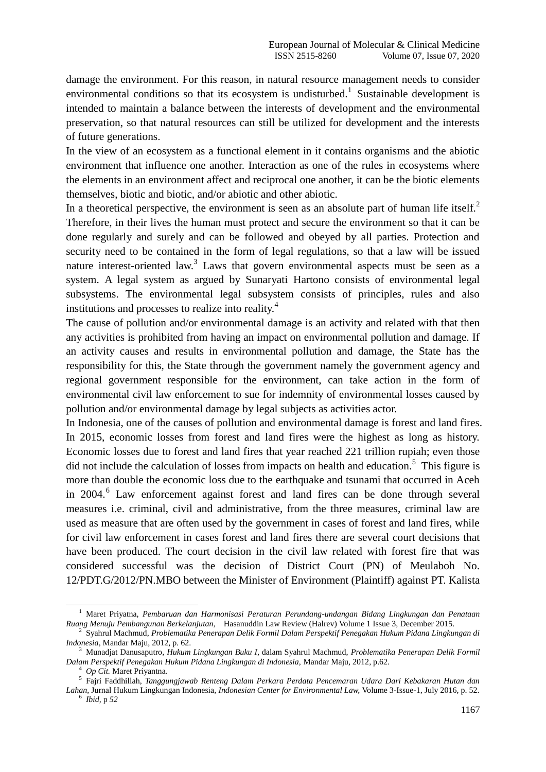damage the environment. For this reason, in natural resource management needs to consider environmental conditions so that its ecosystem is undisturbed.[1] Sustainable development is intended to maintain a balance between the interests of development and the environmental preservation, so that natural resources can still be utilized for development and the interests of future generations.

In the view of an ecosystem as a functional element in it contains organisms and the abiotic environment that influence one another. Interaction as one of the rules in ecosystems where the elements in an environment affect and reciprocal one another, it can be the biotic elements themselves, biotic and biotic, and/or abiotic and other abiotic.

In a theoretical perspective, the environment is seen as an absolute part of human life itself.[2] Therefore, in their lives the human must protect and secure the environment so that it can be done regularly and surely and can be followed and obeyed by all parties. Protection and security need to be contained in the form of legal regulations, so that a law will be issued nature interest-oriented law.[3] Laws that govern environmental aspects must be seen as a system. A legal system as argued by Sunaryati Hartono consists of environmental legal subsystems. The environmental legal subsystem consists of principles, rules and also institutions and processes to realize into reality.[4]

The cause of pollution and/or environmental damage is an activity and related with that then any activities is prohibited from having an impact on environmental pollution and damage. If an activity causes and results in environmental pollution and damage, the State has the responsibility for this, the State through the government namely the government agency and regional government responsible for the environment, can take action in the form of environmental civil law enforcement to sue for indemnity of environmental losses caused by pollution and/or environmental damage by legal subjects as activities actor.

In Indonesia, one of the causes of pollution and environmental damage is forest and land fires. In 2015, economic losses from forest and land fires were the highest as long as history. Economic losses due to forest and land fires that year reached 221 trillion rupiah; even those did not include the calculation of losses from impacts on health and education.[5] This figure is more than double the economic loss due to the earthquake and tsunami that occurred in Aceh in 2004.[6] Law enforcement against forest and land fires can be done through several measures i.e. criminal, civil and administrative, from the three measures, criminal law are used as measure that are often used by the government in cases of forest and land fires, while for civil law enforcement in cases forest and land fires there are several court decisions that have been produced. The court decision in the civil law related with forest fire that was considered successful was the decision of District Court (PN) of Meulaboh No. 12/PDT.G/2012/PN.MBO between the Minister of Environment (Plaintiff) against PT. Kalista

---

[1] Maret Priyatna, *Pembaruan dan Harmonisasi Peraturan Perundang-undangan Bidang Lingkungan dan Penataan Ruang Menuju Pembangunan Berkelanjutan*, Hasanuddin Law Review (Halrev) Volume 1 Issue 3, December 2015.

[2] Syahrul Machmud, *Problematika Penerapan Delik Formil Dalam Perspektif Penegakan Hukum Pidana Lingkungan di Indonesia*, Mandar Maju, 2012, p. 62.

[3] Munadjat Danusaputro, *Hukum Lingkungan Buku I*, dalam Syahrul Machmud, *Problematika Penerapan Delik Formil Dalam Perspektif Penegakan Hukum Pidana Lingkungan di Indonesia,* Mandar Maju, 2012, p.62.

[4] *Op Cit.* Maret Priyantna.

[5] Fajri Faddhillah, *Tanggungjawab Renteng Dalam Perkara Perdata Pencemaran Udara Dari Kebakaran Hutan dan Lahan*, Jurnal Hukum Lingkungan Indonesia, *Indonesian Center for Environmental Law,* Volume 3-Issue-1, July 2016, p. 52.

[6] *Ibid,* p *52*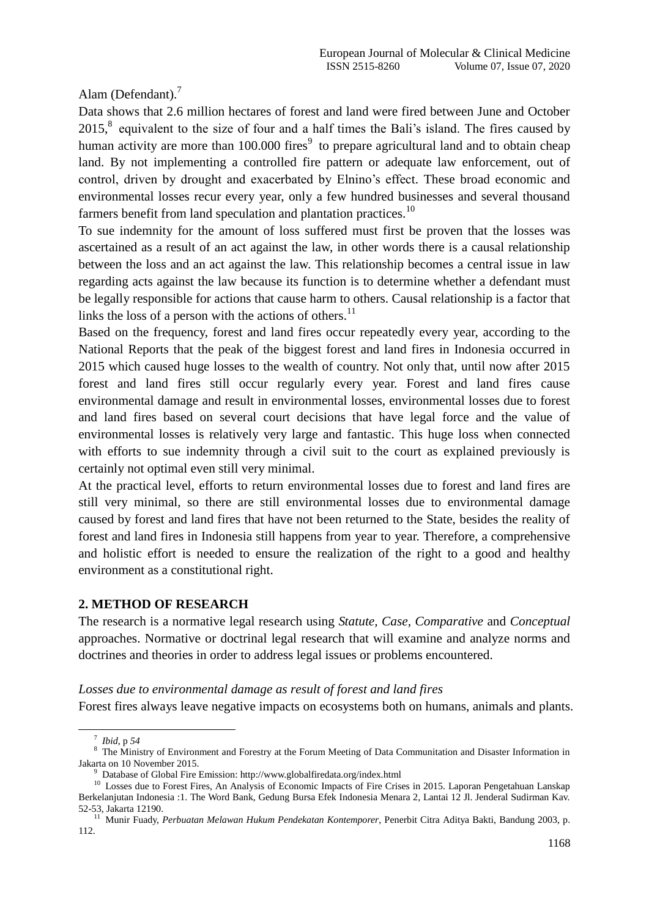Alam (Defendant).[7]

Data shows that 2.6 million hectares of forest and land were fired between June and October 2015,[8] equivalent to the size of four and a half times the Bali's island. The fires caused by human activity are more than 100.000 fires[9] to prepare agricultural land and to obtain cheap land. By not implementing a controlled fire pattern or adequate law enforcement, out of control, driven by drought and exacerbated by Elnino's effect. These broad economic and environmental losses recur every year, only a few hundred businesses and several thousand farmers benefit from land speculation and plantation practices.[10]

To sue indemnity for the amount of loss suffered must first be proven that the losses was ascertained as a result of an act against the law, in other words there is a causal relationship between the loss and an act against the law. This relationship becomes a central issue in law regarding acts against the law because its function is to determine whether a defendant must be legally responsible for actions that cause harm to others. Causal relationship is a factor that links the loss of a person with the actions of others.[11]

Based on the frequency, forest and land fires occur repeatedly every year, according to the National Reports that the peak of the biggest forest and land fires in Indonesia occurred in 2015 which caused huge losses to the wealth of country. Not only that, until now after 2015 forest and land fires still occur regularly every year. Forest and land fires cause environmental damage and result in environmental losses, environmental losses due to forest and land fires based on several court decisions that have legal force and the value of environmental losses is relatively very large and fantastic. This huge loss when connected with efforts to sue indemnity through a civil suit to the court as explained previously is certainly not optimal even still very minimal.

At the practical level, efforts to return environmental losses due to forest and land fires are still very minimal, so there are still environmental losses due to environmental damage caused by forest and land fires that have not been returned to the State, besides the reality of forest and land fires in Indonesia still happens from year to year. Therefore, a comprehensive and holistic effort is needed to ensure the realization of the right to a good and healthy environment as a constitutional right.

## 2. METHOD OF RESEARCH

The research is a normative legal research using *Statute, Case, Comparative* and *Conceptual* approaches. Normative or doctrinal legal research that will examine and analyze norms and doctrines and theories in order to address legal issues or problems encountered.

*Losses due to environmental damage as result of forest and land fires*

Forest fires always leave negative impacts on ecosystems both on humans, animals and plants.

---

[7] *Ibid*, p *54*

[8] The Ministry of Environment and Forestry at the Forum Meeting of Data Communitation and Disaster Information in Jakarta on 10 November 2015.

[9] Database of Global Fire Emission: http://www.globalfiredata.org/index.html

[10] Losses due to Forest Fires, An Analysis of Economic Impacts of Fire Crises in 2015. Laporan Pengetahuan Lanskap Berkelanjutan Indonesia :1. The Word Bank, Gedung Bursa Efek Indonesia Menara 2, Lantai 12 Jl. Jenderal Sudirman Kav. 52-53, Jakarta 12190.

[11] Munir Fuady, *Perbuatan Melawan Hukum Pendekatan Kontemporer*, Penerbit Citra Aditya Bakti, Bandung 2003, p. 112.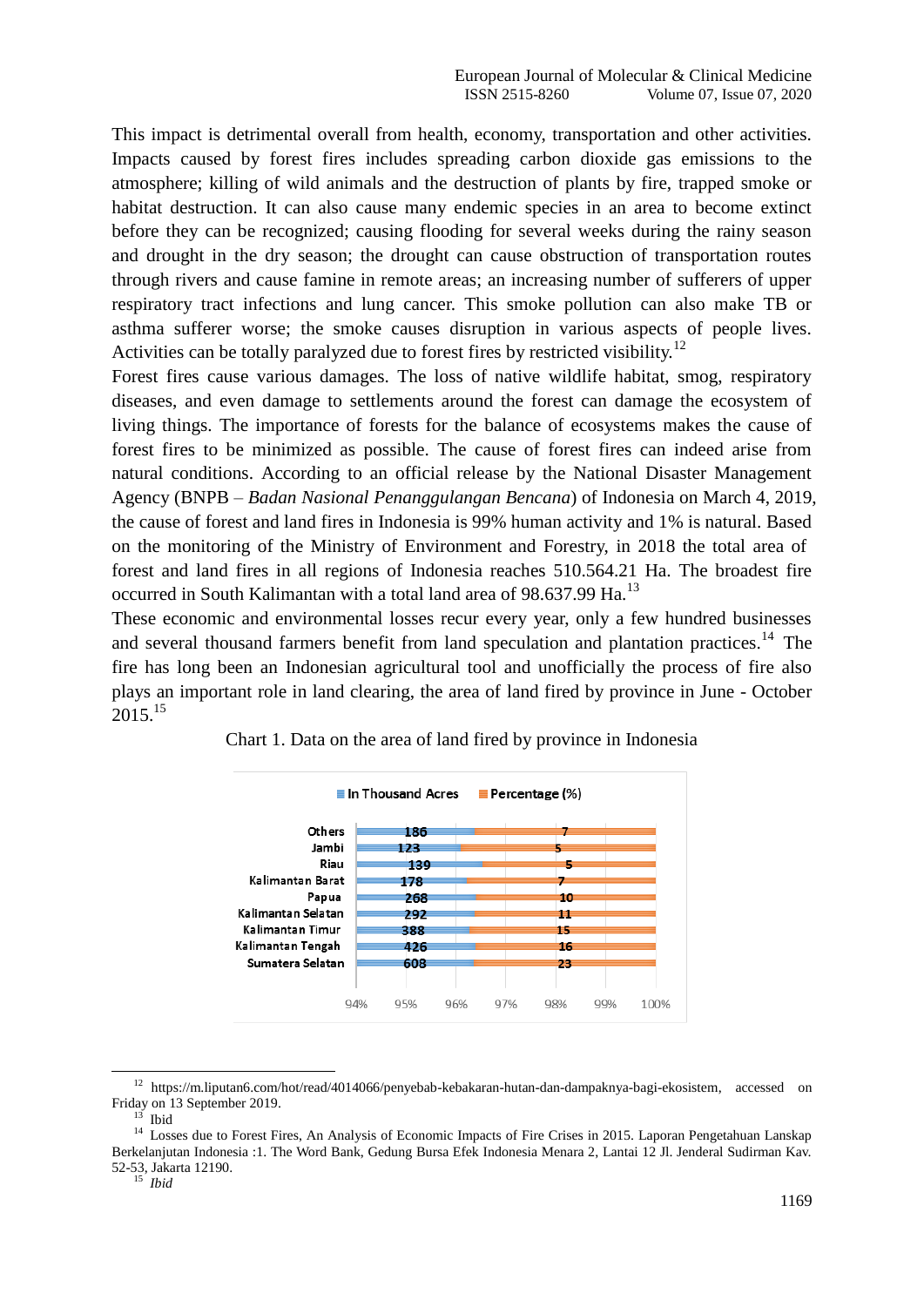This impact is detrimental overall from health, economy, transportation and other activities. Impacts caused by forest fires includes spreading carbon dioxide gas emissions to the atmosphere; killing of wild animals and the destruction of plants by fire, trapped smoke or habitat destruction. It can also cause many endemic species in an area to become extinct before they can be recognized; causing flooding for several weeks during the rainy season and drought in the dry season; the drought can cause obstruction of transportation routes through rivers and cause famine in remote areas; an increasing number of sufferers of upper respiratory tract infections and lung cancer. This smoke pollution can also make TB or asthma sufferer worse; the smoke causes disruption in various aspects of people lives. Activities can be totally paralyzed due to forest fires by restricted visibility.[12]

Forest fires cause various damages. The loss of native wildlife habitat, smog, respiratory diseases, and even damage to settlements around the forest can damage the ecosystem of living things. The importance of forests for the balance of ecosystems makes the cause of forest fires to be minimized as possible. The cause of forest fires can indeed arise from natural conditions. According to an official release by the National Disaster Management Agency (BNPB – *Badan Nasional Penanggulangan Bencana*) of Indonesia on March 4, 2019, the cause of forest and land fires in Indonesia is 99% human activity and 1% is natural. Based on the monitoring of the Ministry of Environment and Forestry, in 2018 the total area of forest and land fires in all regions of Indonesia reaches 510.564.21 Ha. The broadest fire occurred in South Kalimantan with a total land area of 98.637.99 Ha.[13]

These economic and environmental losses recur every year, only a few hundred businesses and several thousand farmers benefit from land speculation and plantation practices.[14] The fire has long been an Indonesian agricultural tool and unofficially the process of fire also plays an important role in land clearing, the area of land fired by province in June - October 2015.[15]

Chart 1. Data on the area of land fired by province in Indonesia

| Province | In Thousand Acres | Percentage (%) |
|---|---|---|
| Others | 186 | 7 |
| Jambi | 123 | 5 |
| Riau | 139 | 5 |
| Kalimantan Barat | 178 | 7 |
| Papua | 268 | 10 |
| Kalimantan Selatan | 292 | 11 |
| Kalimantan Timur | 388 | 15 |
| Kalimantan Tengah | 426 | 16 |
| Sumatera Selatan | 608 | 23 |

---

[12] https://m.liputan6.com/hot/read/4014066/penyebab-kebakaran-hutan-dan-dampaknya-bagi-ekosistem, accessed on Friday on 13 September 2019.

[13] Ibid

[14] Losses due to Forest Fires, An Analysis of Economic Impacts of Fire Crises in 2015. Laporan Pengetahuan Lanskap Berkelanjutan Indonesia :1. The Word Bank, Gedung Bursa Efek Indonesia Menara 2, Lantai 12 Jl. Jenderal Sudirman Kav. 52-53, Jakarta 12190.

[15] *Ibid*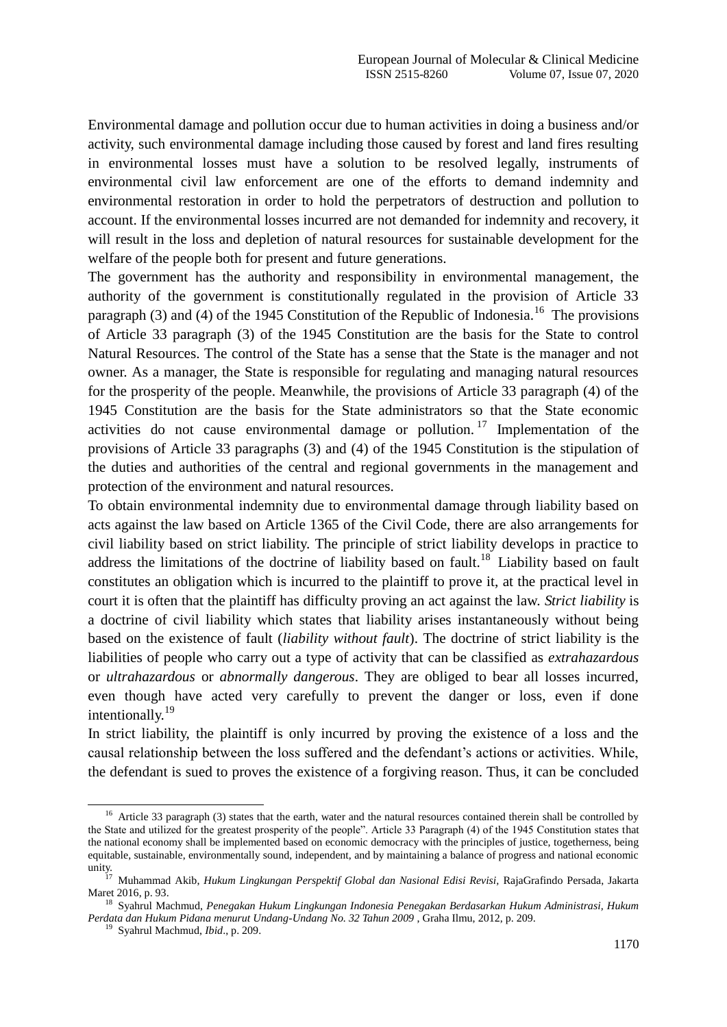Environmental damage and pollution occur due to human activities in doing a business and/or activity, such environmental damage including those caused by forest and land fires resulting in environmental losses must have a solution to be resolved legally, instruments of environmental civil law enforcement are one of the efforts to demand indemnity and environmental restoration in order to hold the perpetrators of destruction and pollution to account. If the environmental losses incurred are not demanded for indemnity and recovery, it will result in the loss and depletion of natural resources for sustainable development for the welfare of the people both for present and future generations.

The government has the authority and responsibility in environmental management, the authority of the government is constitutionally regulated in the provision of Article 33 paragraph (3) and (4) of the 1945 Constitution of the Republic of Indonesia.[16] The provisions of Article 33 paragraph (3) of the 1945 Constitution are the basis for the State to control Natural Resources. The control of the State has a sense that the State is the manager and not owner. As a manager, the State is responsible for regulating and managing natural resources for the prosperity of the people. Meanwhile, the provisions of Article 33 paragraph (4) of the 1945 Constitution are the basis for the State administrators so that the State economic activities do not cause environmental damage or pollution.[17] Implementation of the provisions of Article 33 paragraphs (3) and (4) of the 1945 Constitution is the stipulation of the duties and authorities of the central and regional governments in the management and protection of the environment and natural resources.

To obtain environmental indemnity due to environmental damage through liability based on acts against the law based on Article 1365 of the Civil Code, there are also arrangements for civil liability based on strict liability. The principle of strict liability develops in practice to address the limitations of the doctrine of liability based on fault.[18] Liability based on fault constitutes an obligation which is incurred to the plaintiff to prove it, at the practical level in court it is often that the plaintiff has difficulty proving an act against the law. *Strict liability* is a doctrine of civil liability which states that liability arises instantaneously without being based on the existence of fault (*liability without fault*). The doctrine of strict liability is the liabilities of people who carry out a type of activity that can be classified as *extrahazardous* or *ultrahazardous* or *abnormally dangerous*. They are obliged to bear all losses incurred, even though have acted very carefully to prevent the danger or loss, even if done intentionally.[19]

In strict liability, the plaintiff is only incurred by proving the existence of a loss and the causal relationship between the loss suffered and the defendant's actions or activities. While, the defendant is sued to proves the existence of a forgiving reason. Thus, it can be concluded

---

[16] Article 33 paragraph (3) states that the earth, water and the natural resources contained therein shall be controlled by the State and utilized for the greatest prosperity of the people". Article 33 Paragraph (4) of the 1945 Constitution states that the national economy shall be implemented based on economic democracy with the principles of justice, togetherness, being equitable, sustainable, environmentally sound, independent, and by maintaining a balance of progress and national economic unity.

[17] Muhammad Akib, *Hukum Lingkungan Perspektif Global dan Nasional Edisi Revisi*, RajaGrafindo Persada, Jakarta Maret 2016, p. 93.

[18] Syahrul Machmud, *Penegakan Hukum Lingkungan Indonesia Penegakan Berdasarkan Hukum Administrasi, Hukum Perdata dan Hukum Pidana menurut Undang-Undang No. 32 Tahun 2009* , Graha Ilmu, 2012, p. 209.

[19] Syahrul Machmud, *Ibid*., p. 209.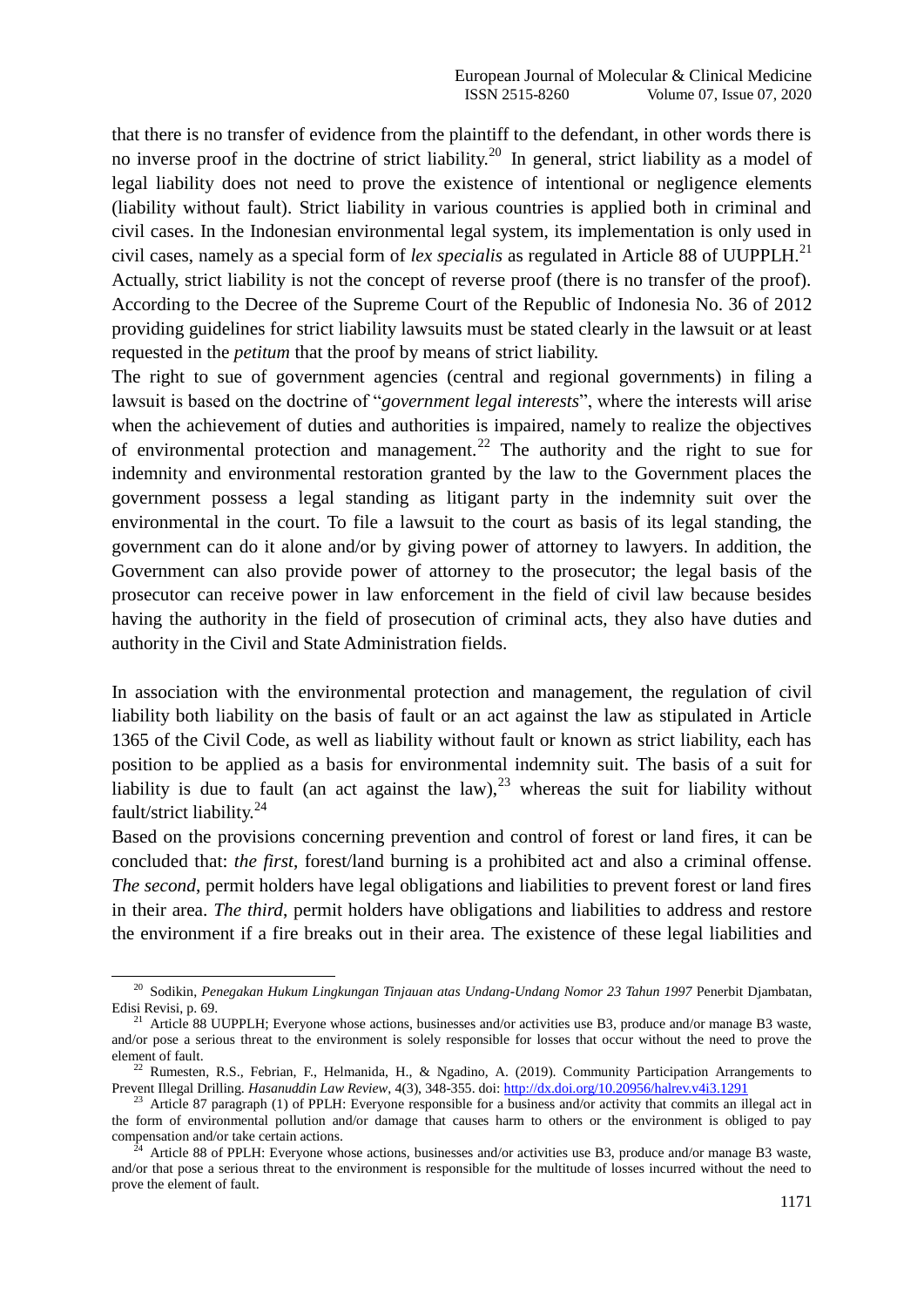that there is no transfer of evidence from the plaintiff to the defendant, in other words there is no inverse proof in the doctrine of strict liability.[20] In general, strict liability as a model of legal liability does not need to prove the existence of intentional or negligence elements (liability without fault). Strict liability in various countries is applied both in criminal and civil cases. In the Indonesian environmental legal system, its implementation is only used in civil cases, namely as a special form of *lex specialis* as regulated in Article 88 of UUPPLH.[21] Actually, strict liability is not the concept of reverse proof (there is no transfer of the proof). According to the Decree of the Supreme Court of the Republic of Indonesia No. 36 of 2012 providing guidelines for strict liability lawsuits must be stated clearly in the lawsuit or at least requested in the *petitum* that the proof by means of strict liability.

The right to sue of government agencies (central and regional governments) in filing a lawsuit is based on the doctrine of "*government legal interests*", where the interests will arise when the achievement of duties and authorities is impaired, namely to realize the objectives of environmental protection and management.[22] The authority and the right to sue for indemnity and environmental restoration granted by the law to the Government places the government possess a legal standing as litigant party in the indemnity suit over the environmental in the court. To file a lawsuit to the court as basis of its legal standing, the government can do it alone and/or by giving power of attorney to lawyers. In addition, the Government can also provide power of attorney to the prosecutor; the legal basis of the prosecutor can receive power in law enforcement in the field of civil law because besides having the authority in the field of prosecution of criminal acts, they also have duties and authority in the Civil and State Administration fields.

In association with the environmental protection and management, the regulation of civil liability both liability on the basis of fault or an act against the law as stipulated in Article 1365 of the Civil Code, as well as liability without fault or known as strict liability, each has position to be applied as a basis for environmental indemnity suit. The basis of a suit for liability is due to fault (an act against the law),[23] whereas the suit for liability without fault/strict liability.[24]

Based on the provisions concerning prevention and control of forest or land fires, it can be concluded that: *the first*, forest/land burning is a prohibited act and also a criminal offense. *The second*, permit holders have legal obligations and liabilities to prevent forest or land fires in their area. *The third*, permit holders have obligations and liabilities to address and restore the environment if a fire breaks out in their area. The existence of these legal liabilities and

---

[20] Sodikin, *Penegakan Hukum Lingkungan Tinjauan atas Undang-Undang Nomor 23 Tahun 1997* Penerbit Djambatan, Edisi Revisi, p. 69.

[21] Article 88 UUPPLH; Everyone whose actions, businesses and/or activities use B3, produce and/or manage B3 waste, and/or pose a serious threat to the environment is solely responsible for losses that occur without the need to prove the element of fault.

[22] Rumesten, R.S., Febrian, F., Helmanida, H., & Ngadino, A. (2019). Community Participation Arrangements to Prevent Illegal Drilling. *Hasanuddin Law Review*, 4(3), 348-355. doi: http://dx.doi.org/10.20956/halrev.v4i3.1291

[23] Article 87 paragraph (1) of PPLH: Everyone responsible for a business and/or activity that commits an illegal act in the form of environmental pollution and/or damage that causes harm to others or the environment is obliged to pay compensation and/or take certain actions.

[24] Article 88 of PPLH: Everyone whose actions, businesses and/or activities use B3, produce and/or manage B3 waste, and/or that pose a serious threat to the environment is responsible for the multitude of losses incurred without the need to prove the element of fault.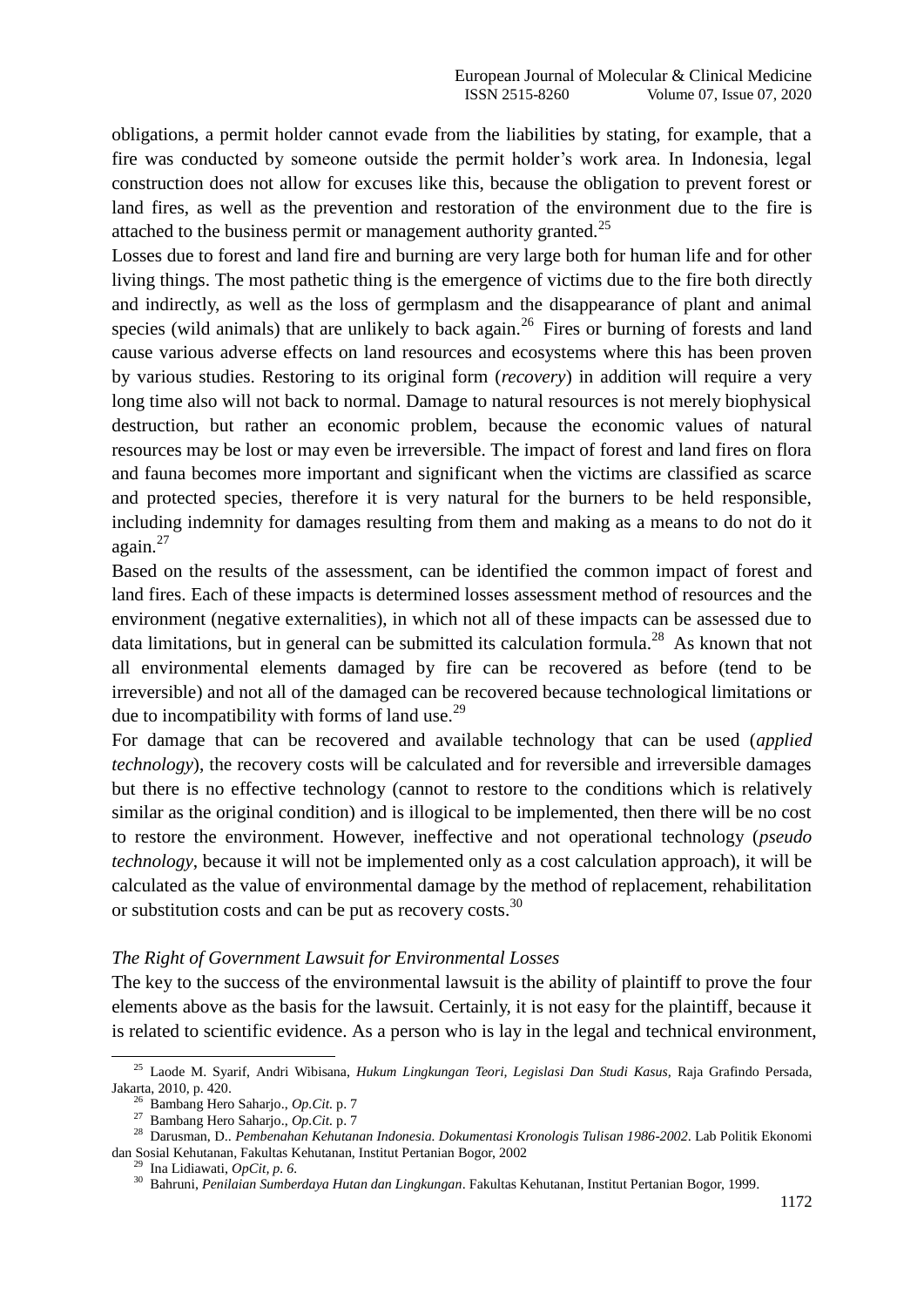obligations, a permit holder cannot evade from the liabilities by stating, for example, that a fire was conducted by someone outside the permit holder's work area. In Indonesia, legal construction does not allow for excuses like this, because the obligation to prevent forest or land fires, as well as the prevention and restoration of the environment due to the fire is attached to the business permit or management authority granted.[25]

Losses due to forest and land fire and burning are very large both for human life and for other living things. The most pathetic thing is the emergence of victims due to the fire both directly and indirectly, as well as the loss of germplasm and the disappearance of plant and animal species (wild animals) that are unlikely to back again.[26] Fires or burning of forests and land cause various adverse effects on land resources and ecosystems where this has been proven by various studies. Restoring to its original form (*recovery*) in addition will require a very long time also will not back to normal. Damage to natural resources is not merely biophysical destruction, but rather an economic problem, because the economic values of natural resources may be lost or may even be irreversible. The impact of forest and land fires on flora and fauna becomes more important and significant when the victims are classified as scarce and protected species, therefore it is very natural for the burners to be held responsible, including indemnity for damages resulting from them and making as a means to do not do it again.[27]

Based on the results of the assessment, can be identified the common impact of forest and land fires. Each of these impacts is determined losses assessment method of resources and the environment (negative externalities), in which not all of these impacts can be assessed due to data limitations, but in general can be submitted its calculation formula.[28] As known that not all environmental elements damaged by fire can be recovered as before (tend to be irreversible) and not all of the damaged can be recovered because technological limitations or due to incompatibility with forms of land use.[29]

For damage that can be recovered and available technology that can be used (*applied technology*), the recovery costs will be calculated and for reversible and irreversible damages but there is no effective technology (cannot to restore to the conditions which is relatively similar as the original condition) and is illogical to be implemented, then there will be no cost to restore the environment. However, ineffective and not operational technology (*pseudo technology*, because it will not be implemented only as a cost calculation approach), it will be calculated as the value of environmental damage by the method of replacement, rehabilitation or substitution costs and can be put as recovery costs.[30]

*The Right of Government Lawsuit for Environmental Losses*

The key to the success of the environmental lawsuit is the ability of plaintiff to prove the four elements above as the basis for the lawsuit. Certainly, it is not easy for the plaintiff, because it is related to scientific evidence. As a person who is lay in the legal and technical environment,

---

[25] Laode M. Syarif, Andri Wibisana, *Hukum Lingkungan Teori, Legislasi Dan Studi Kasus,* Raja Grafindo Persada, Jakarta, 2010, p. 420.

[26] Bambang Hero Saharjo., *Op.Cit.* p. 7

[27] Bambang Hero Saharjo., *Op.Cit.* p. 7

[28] Darusman, D.. *Pembenahan Kehutanan Indonesia. Dokumentasi Kronologis Tulisan 1986-2002*. Lab Politik Ekonomi dan Sosial Kehutanan, Fakultas Kehutanan, Institut Pertanian Bogor, 2002

[29] Ina Lidiawati, *OpCit, p. 6.*

[30] Bahruni, *Penilaian Sumberdaya Hutan dan Lingkungan*. Fakultas Kehutanan, Institut Pertanian Bogor, 1999.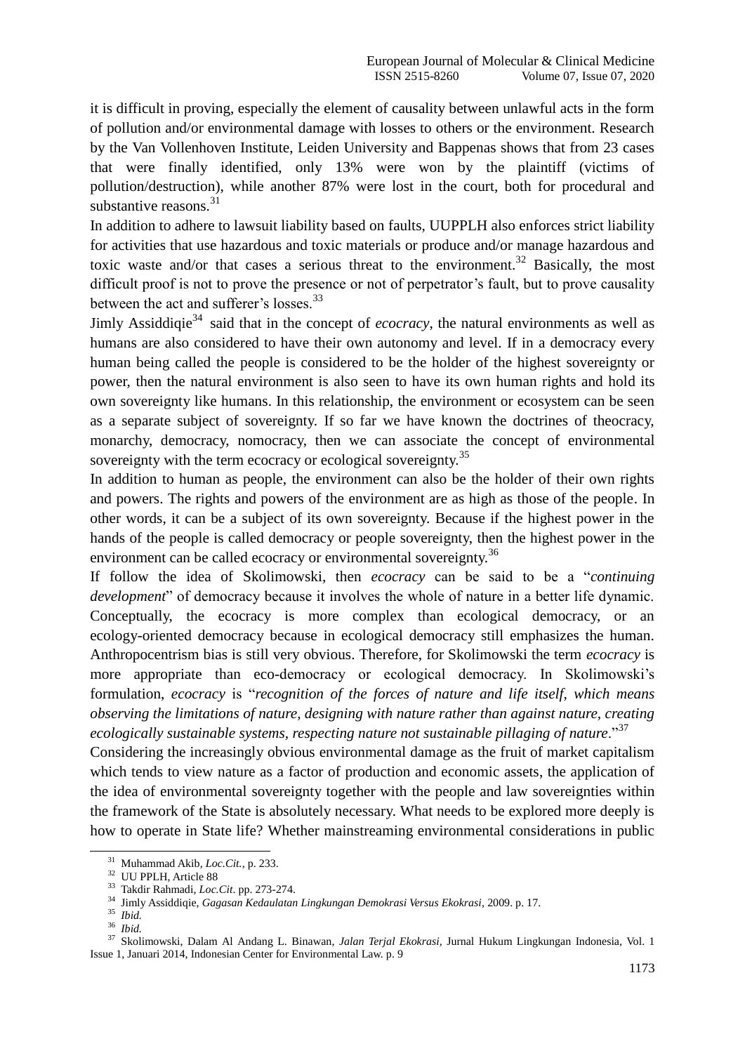it is difficult in proving, especially the element of causality between unlawful acts in the form of pollution and/or environmental damage with losses to others or the environment. Research by the Van Vollenhoven Institute, Leiden University and Bappenas shows that from 23 cases that were finally identified, only 13% were won by the plaintiff (victims of pollution/destruction), while another 87% were lost in the court, both for procedural and substantive reasons.[31]

In addition to adhere to lawsuit liability based on faults, UUPPLH also enforces strict liability for activities that use hazardous and toxic materials or produce and/or manage hazardous and toxic waste and/or that cases a serious threat to the environment.[32] Basically, the most difficult proof is not to prove the presence or not of perpetrator's fault, but to prove causality between the act and sufferer's losses.[33]

Jimly Assiddiqie[34] said that in the concept of *ecocracy*, the natural environments as well as humans are also considered to have their own autonomy and level. If in a democracy every human being called the people is considered to be the holder of the highest sovereignty or power, then the natural environment is also seen to have its own human rights and hold its own sovereignty like humans. In this relationship, the environment or ecosystem can be seen as a separate subject of sovereignty. If so far we have known the doctrines of theocracy, monarchy, democracy, nomocracy, then we can associate the concept of environmental sovereignty with the term ecocracy or ecological sovereignty.[35]

In addition to human as people, the environment can also be the holder of their own rights and powers. The rights and powers of the environment are as high as those of the people. In other words, it can be a subject of its own sovereignty. Because if the highest power in the hands of the people is called democracy or people sovereignty, then the highest power in the environment can be called ecocracy or environmental sovereignty.[36]

If follow the idea of Skolimowski, then *ecocracy* can be said to be a "*continuing development*" of democracy because it involves the whole of nature in a better life dynamic. Conceptually, the ecocracy is more complex than ecological democracy, or an ecology-oriented democracy because in ecological democracy still emphasizes the human. Anthropocentrism bias is still very obvious. Therefore, for Skolimowski the term *ecocracy* is more appropriate than eco-democracy or ecological democracy. In Skolimowski's formulation, *ecocracy* is "*recognition of the forces of nature and life itself, which means observing the limitations of nature, designing with nature rather than against nature, creating ecologically sustainable systems, respecting nature not sustainable pillaging of nature*."[37]

Considering the increasingly obvious environmental damage as the fruit of market capitalism which tends to view nature as a factor of production and economic assets, the application of the idea of environmental sovereignty together with the people and law sovereignties within the framework of the State is absolutely necessary. What needs to be explored more deeply is how to operate in State life? Whether mainstreaming environmental considerations in public

---

[31] Muhammad Akib, *Loc.Cit.*, p. 233.

[32] UU PPLH, Article 88

[33] Takdir Rahmadi, *Loc.Cit*. pp. 273-274.

[34] Jimly Assiddiqie, *Gagasan Kedaulatan Lingkungan Demokrasi Versus Ekokrasi*, 2009. p. 17.

[35] *Ibid.*

[36] *Ibid.*

[37] Skolimowski, Dalam Al Andang L. Binawan, *Jalan Terjal Ekokrasi*, Jurnal Hukum Lingkungan Indonesia, Vol. 1 Issue 1, Januari 2014, Indonesian Center for Environmental Law. p. 9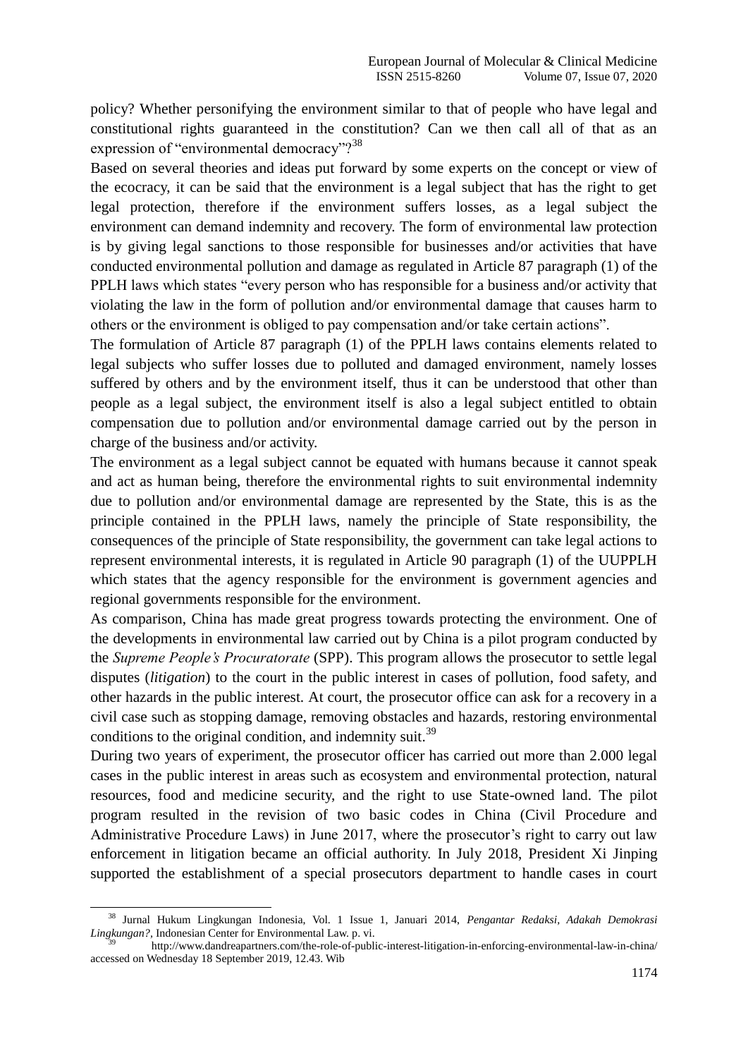policy? Whether personifying the environment similar to that of people who have legal and constitutional rights guaranteed in the constitution? Can we then call all of that as an expression of "environmental democracy"?[38]

Based on several theories and ideas put forward by some experts on the concept or view of the ecocracy, it can be said that the environment is a legal subject that has the right to get legal protection, therefore if the environment suffers losses, as a legal subject the environment can demand indemnity and recovery. The form of environmental law protection is by giving legal sanctions to those responsible for businesses and/or activities that have conducted environmental pollution and damage as regulated in Article 87 paragraph (1) of the PPLH laws which states "every person who has responsible for a business and/or activity that violating the law in the form of pollution and/or environmental damage that causes harm to others or the environment is obliged to pay compensation and/or take certain actions".

The formulation of Article 87 paragraph (1) of the PPLH laws contains elements related to legal subjects who suffer losses due to polluted and damaged environment, namely losses suffered by others and by the environment itself, thus it can be understood that other than people as a legal subject, the environment itself is also a legal subject entitled to obtain compensation due to pollution and/or environmental damage carried out by the person in charge of the business and/or activity.

The environment as a legal subject cannot be equated with humans because it cannot speak and act as human being, therefore the environmental rights to suit environmental indemnity due to pollution and/or environmental damage are represented by the State, this is as the principle contained in the PPLH laws, namely the principle of State responsibility, the consequences of the principle of State responsibility, the government can take legal actions to represent environmental interests, it is regulated in Article 90 paragraph (1) of the UUPPLH which states that the agency responsible for the environment is government agencies and regional governments responsible for the environment.

As comparison, China has made great progress towards protecting the environment. One of the developments in environmental law carried out by China is a pilot program conducted by the *Supreme People's Procuratorate* (SPP). This program allows the prosecutor to settle legal disputes (*litigation*) to the court in the public interest in cases of pollution, food safety, and other hazards in the public interest. At court, the prosecutor office can ask for a recovery in a civil case such as stopping damage, removing obstacles and hazards, restoring environmental conditions to the original condition, and indemnity suit.[39]

During two years of experiment, the prosecutor officer has carried out more than 2.000 legal cases in the public interest in areas such as ecosystem and environmental protection, natural resources, food and medicine security, and the right to use State-owned land. The pilot program resulted in the revision of two basic codes in China (Civil Procedure and Administrative Procedure Laws) in June 2017, where the prosecutor's right to carry out law enforcement in litigation became an official authority. In July 2018, President Xi Jinping supported the establishment of a special prosecutors department to handle cases in court

---

[38] Jurnal Hukum Lingkungan Indonesia, Vol. 1 Issue 1, Januari 2014, *Pengantar Redaksi, Adakah Demokrasi Lingkungan?*, Indonesian Center for Environmental Law. p. vi.

[39] http://www.dandreapartners.com/the-role-of-public-interest-litigation-in-enforcing-environmental-law-in-china/ accessed on Wednesday 18 September 2019, 12.43. Wib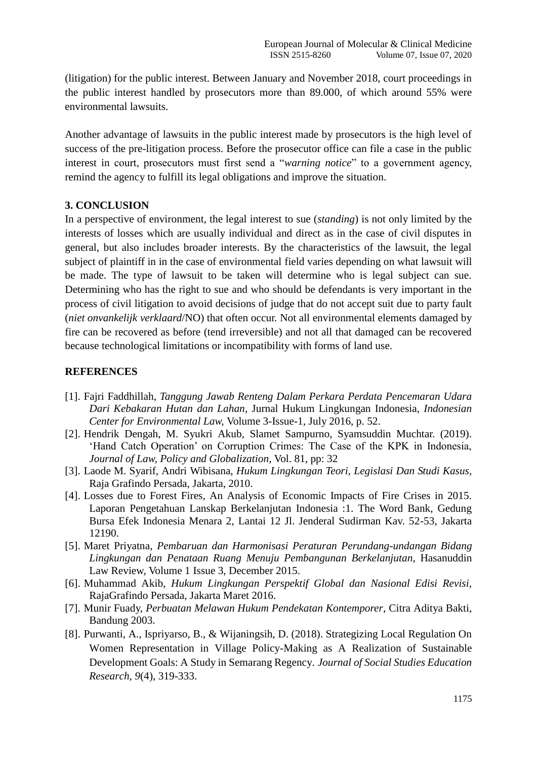(litigation) for the public interest. Between January and November 2018, court proceedings in the public interest handled by prosecutors more than 89.000, of which around 55% were environmental lawsuits.

Another advantage of lawsuits in the public interest made by prosecutors is the high level of success of the pre-litigation process. Before the prosecutor office can file a case in the public interest in court, prosecutors must first send a "*warning notice*" to a government agency, remind the agency to fulfill its legal obligations and improve the situation.

## 3. CONCLUSION

In a perspective of environment, the legal interest to sue (*standing*) is not only limited by the interests of losses which are usually individual and direct as in the case of civil disputes in general, but also includes broader interests. By the characteristics of the lawsuit, the legal subject of plaintiff in in the case of environmental field varies depending on what lawsuit will be made. The type of lawsuit to be taken will determine who is legal subject can sue. Determining who has the right to sue and who should be defendants is very important in the process of civil litigation to avoid decisions of judge that do not accept suit due to party fault (*niet onvankelijk verklaard*/NO) that often occur. Not all environmental elements damaged by fire can be recovered as before (tend irreversible) and not all that damaged can be recovered because technological limitations or incompatibility with forms of land use.

## REFERENCES

[1]. Fajri Faddhillah, *Tanggung Jawab Renteng Dalam Perkara Perdata Pencemaran Udara Dari Kebakaran Hutan dan Lahan*, Jurnal Hukum Lingkungan Indonesia, *Indonesian Center for Environmental Law,* Volume 3-Issue-1, July 2016, p. 52.

[2]. Hendrik Dengah, M. Syukri Akub, Slamet Sampurno, Syamsuddin Muchtar. (2019). 'Hand Catch Operation' on Corruption Crimes: The Case of the KPK in Indonesia, *Journal of Law, Policy and Globalization*, Vol. 81, pp: 32

[3]. Laode M. Syarif, Andri Wibisana, *Hukum Lingkungan Teori, Legislasi Dan Studi Kasus*, Raja Grafindo Persada, Jakarta, 2010.

[4]. Losses due to Forest Fires, An Analysis of Economic Impacts of Fire Crises in 2015. Laporan Pengetahuan Lanskap Berkelanjutan Indonesia :1. The Word Bank, Gedung Bursa Efek Indonesia Menara 2, Lantai 12 Jl. Jenderal Sudirman Kav. 52-53, Jakarta 12190.

[5]. Maret Priyatna, *Pembaruan dan Harmonisasi Peraturan Perundang-undangan Bidang Lingkungan dan Penataan Ruang Menuju Pembangunan Berkelanjutan*, Hasanuddin Law Review, Volume 1 Issue 3, December 2015.

[6]. Muhammad Akib, *Hukum Lingkungan Perspektif Global dan Nasional Edisi Revisi*, RajaGrafindo Persada, Jakarta Maret 2016.

[7]. Munir Fuady, *Perbuatan Melawan Hukum Pendekatan Kontemporer*, Citra Aditya Bakti, Bandung 2003.

[8]. Purwanti, A., Ispriyarso, B., & Wijaningsih, D. (2018). Strategizing Local Regulation On Women Representation in Village Policy-Making as A Realization of Sustainable Development Goals: A Study in Semarang Regency. *Journal of Social Studies Education Research*, *9*(4), 319-333.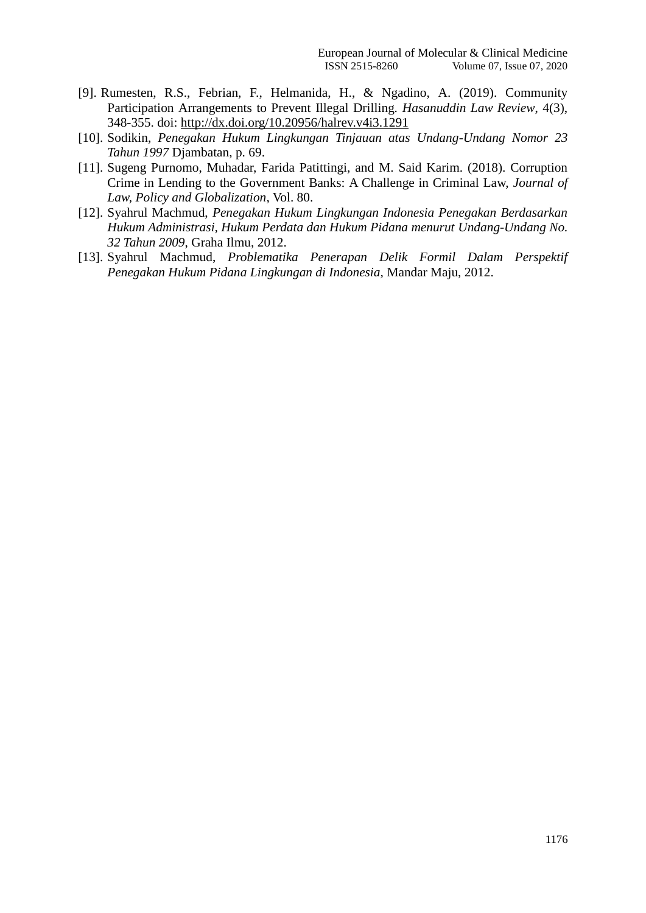[9]. Rumesten, R.S., Febrian, F., Helmanida, H., & Ngadino, A. (2019). Community Participation Arrangements to Prevent Illegal Drilling. *Hasanuddin Law Review*, 4(3), 348-355. doi: http://dx.doi.org/10.20956/halrev.v4i3.1291

[10]. Sodikin, *Penegakan Hukum Lingkungan Tinjauan atas Undang-Undang Nomor 23 Tahun 1997* Djambatan, p. 69.

[11]. Sugeng Purnomo, Muhadar, Farida Patittingi, and M. Said Karim. (2018). Corruption Crime in Lending to the Government Banks: A Challenge in Criminal Law, *Journal of Law, Policy and Globalization*, Vol. 80.

[12]. Syahrul Machmud, *Penegakan Hukum Lingkungan Indonesia Penegakan Berdasarkan Hukum Administrasi, Hukum Perdata dan Hukum Pidana menurut Undang-Undang No. 32 Tahun 2009*, Graha Ilmu, 2012.

[13]. Syahrul Machmud, *Problematika Penerapan Delik Formil Dalam Perspektif Penegakan Hukum Pidana Lingkungan di Indonesia*, Mandar Maju, 2012.